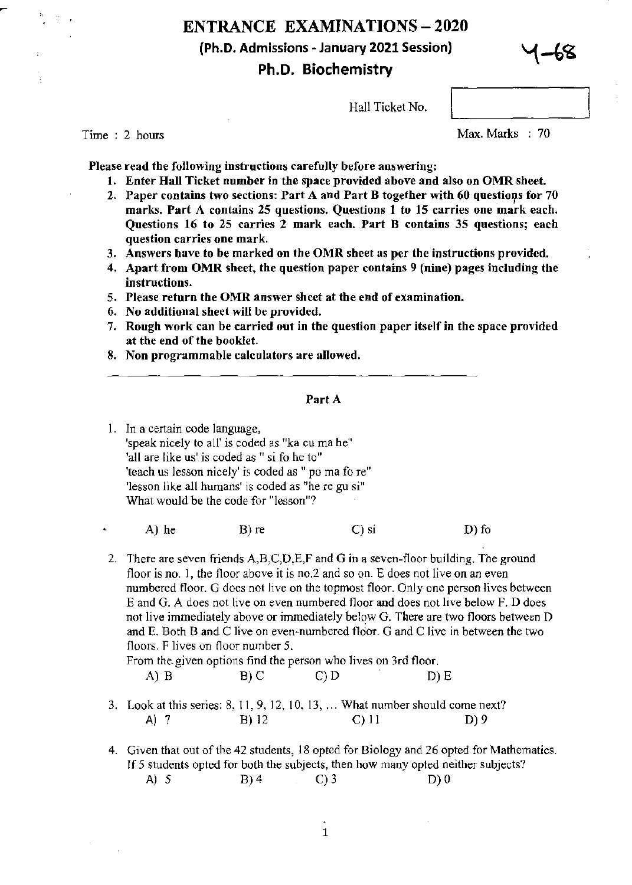# ENTRANCE EXAMINATIONS – 2020

## (Ph.D. Admissions - January 2021 Session)

## Ph.D. Biochemistry

Y-68

Hall Ticket No.

Time : 2 hours

Max. Marks : 70

**Please read the following instructions carefully before answering:**

1. **Enter Hall Ticket number in the space provided above and also on OMR sheet.**
2. **Paper contains two sections: Part A and Part B together with 60 questions for 70 marks. Part A contains 25 questions. Questions 1 to 15 carries one mark each. Questions 16 to 25 carries 2 mark each. Part B contains 35 questions; each question carries one mark.**
3. **Answers have to be marked on the OMR sheet as per the instructions provided.**
4. **Apart from OMR sheet, the question paper contains 9 (nine) pages including the instructions.**
5. **Please return the OMR answer sheet at the end of examination.**
6. **No additional sheet will be provided.**
7. **Rough work can be carried out in the question paper itself in the space provided at the end of the booklet.**
8. **Non programmable calculators are allowed.**

---

### Part A

1. In a certain code language,
   'speak nicely to all' is coded as "ka cu ma he"
   'all are like us' is coded as " si fo he to"
   'teach us lesson nicely' is coded as " po ma fo re"
   'lesson like all humans' is coded as "he re gu si"
   What would be the code for "lesson"?

   A) he B) re C) si D) fo

2. There are seven friends A,B,C,D,E,F and G in a seven-floor building. The ground floor is no. 1, the floor above it is no.2 and so on. E does not live on an even numbered floor. G does not live on the topmost floor. Only one person lives between E and G. A does not live on even numbered floor and does not live below F. D does not live immediately above or immediately below G. There are two floors between D and E. Both B and C live on even-numbered floor. G and C live in between the two floors. F lives on floor number 5.
   From the given options find the person who lives on 3rd floor.

   A) B B) C C) D D) E

3. Look at this series: 8, 11, 9, 12, 10, 13, ... What number should come next?

   A) 7 B) 12 C) 11 D) 9

4. Given that out of the 42 students, 18 opted for Biology and 26 opted for Mathematics. If 5 students opted for both the subjects, then how many opted neither subjects?

   A) 5 B) 4 C) 3 D) 0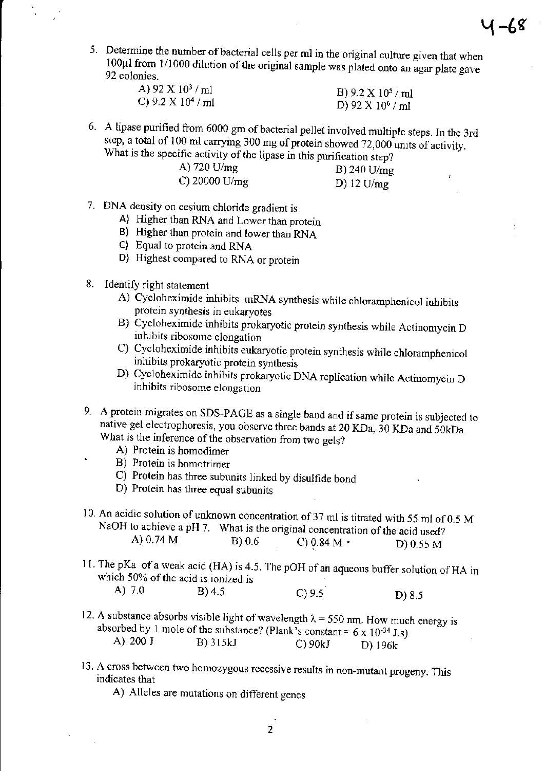5. Determine the number of bacterial cells per ml in the original culture given that when 100μl from 1/1000 dilution of the original sample was plated onto an agar plate gave 92 colonies.

   A) $92 \times 10^3$ / ml
   B) $9.2 \times 10^5$ / ml
   C) $9.2 \times 10^4$ / ml
   D) $92 \times 10^6$ / ml

6. A lipase purified from 6000 gm of bacterial pellet involved multiple steps. In the 3rd step, a total of 100 ml carrying 300 mg of protein showed 72,000 units of activity. What is the specific activity of the lipase in this purification step?

   A) 720 U/mg
   B) 240 U/mg
   C) 20000 U/mg
   D) 12 U/mg

7. DNA density on cesium chloride gradient is

   A) Higher than RNA and Lower than protein
   B) Higher than protein and lower than RNA
   C) Equal to protein and RNA
   D) Highest compared to RNA or protein

8. Identify right statement

   A) Cycloheximide inhibits mRNA synthesis while chloramphenicol inhibits protein synthesis in eukaryotes
   B) Cycloheximide inhibits prokaryotic protein synthesis while Actinomycin D inhibits ribosome elongation
   C) Cycloheximide inhibits eukaryotic protein synthesis while chloramphenicol inhibits prokaryotic protein synthesis
   D) Cycloheximide inhibits prokaryotic DNA replication while Actinomycin D inhibits ribosome elongation

9. A protein migrates on SDS-PAGE as a single band and if same protein is subjected to native gel electrophoresis, you observe three bands at 20 KDa, 30 KDa and 50kDa. What is the inference of the observation from two gels?

   A) Protein is homodimer
   B) Protein is homotrimer
   C) Protein has three subunits linked by disulfide bond
   D) Protein has three equal subunits

10. An acidic solution of unknown concentration of 37 ml is titrated with 55 ml of 0.5 M NaOH to achieve a pH 7. What is the original concentration of the acid used?

    A) 0.74 M
    B) 0.6
    C) 0.84 M
    D) 0.55 M

11. The pKa of a weak acid (HA) is 4.5. The pOH of an aqueous buffer solution of HA in which 50% of the acid is ionized is

    A) 7.0
    B) 4.5
    C) 9.5
    D) 8.5

12. A substance absorbs visible light of wavelength $\lambda = 550$ nm. How much energy is absorbed by 1 mole of the substance? (Plank's constant = $6 \times 10^{-34}$ J.s)

    A) 200 J
    B) 315kJ
    C) 90kJ
    D) 196k

13. A cross between two homozygous recessive results in non-mutant progeny. This indicates that

    A) Alleles are mutations on different genes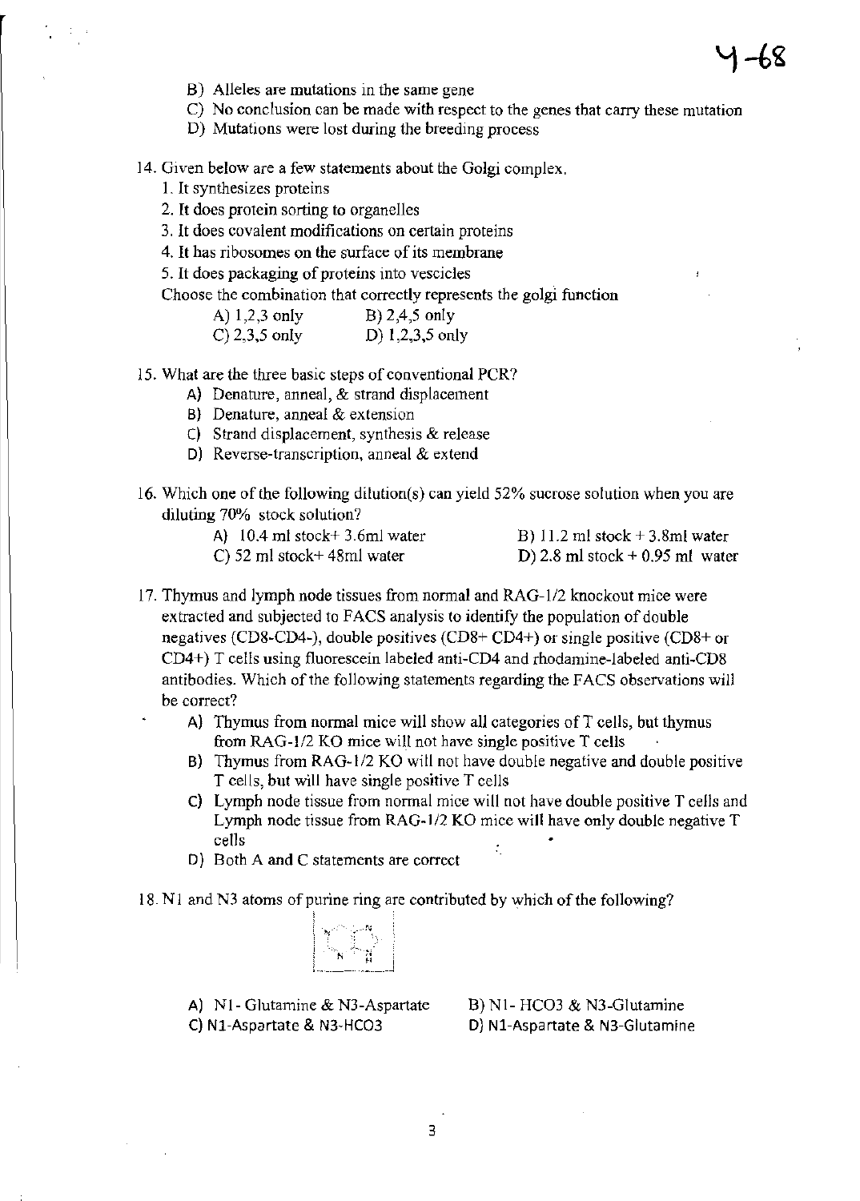B) Alleles are mutations in the same gene

C) No conclusion can be made with respect to the genes that carry these mutation

D) Mutations were lost during the breeding process

14. Given below are a few statements about the Golgi complex.
   1. It synthesizes proteins
   2. It does protein sorting to organelles
   3. It does covalent modifications on certain proteins
   4. It has ribosomes on the surface of its membrane
   5. It does packaging of proteins into vescicles

   Choose the combination that correctly represents the golgi function

   A) 1,2,3 only　　B) 2,4,5 only
   C) 2,3,5 only　　D) 1,2,3,5 only

15. What are the three basic steps of conventional PCR?
   A) Denature, anneal, & strand displacement
   B) Denature, anneal & extension
   C) Strand displacement, synthesis & release
   D) Reverse-transcription, anneal & extend

16. Which one of the following dilution(s) can yield 52% sucrose solution when you are diluting 70% stock solution?
   A) 10.4 ml stock+ 3.6ml water　　B) 11.2 ml stock + 3.8ml water
   C) 52 ml stock+ 48ml water　　D) 2.8 ml stock + 0.95 ml water

17. Thymus and lymph node tissues from normal and RAG-1/2 knockout mice were extracted and subjected to FACS analysis to identify the population of double negatives (CD8-CD4-), double positives (CD8+ CD4+) or single positive (CD8+ or CD4+) T cells using fluorescein labeled anti-CD4 and rhodamine-labeled anti-CD8 antibodies. Which of the following statements regarding the FACS observations will be correct?
   A) Thymus from normal mice will show all categories of T cells, but thymus from RAG-1/2 KO mice will not have single positive T cells
   B) Thymus from RAG-1/2 KO will not have double negative and double positive T cells, but will have single positive T cells
   C) Lymph node tissue from normal mice will not have double positive T cells and Lymph node tissue from RAG-1/2 KO mice will have only double negative T cells
   D) Both A and C statements are correct

18. N1 and N3 atoms of purine ring are contributed by which of the following?

   A) N1- Glutamine & N3-Aspartate　　B) N1- HCO3 & N3-Glutamine
   C) N1-Aspartate & N3-HCO3　　D) N1-Aspartate & N3-Glutamine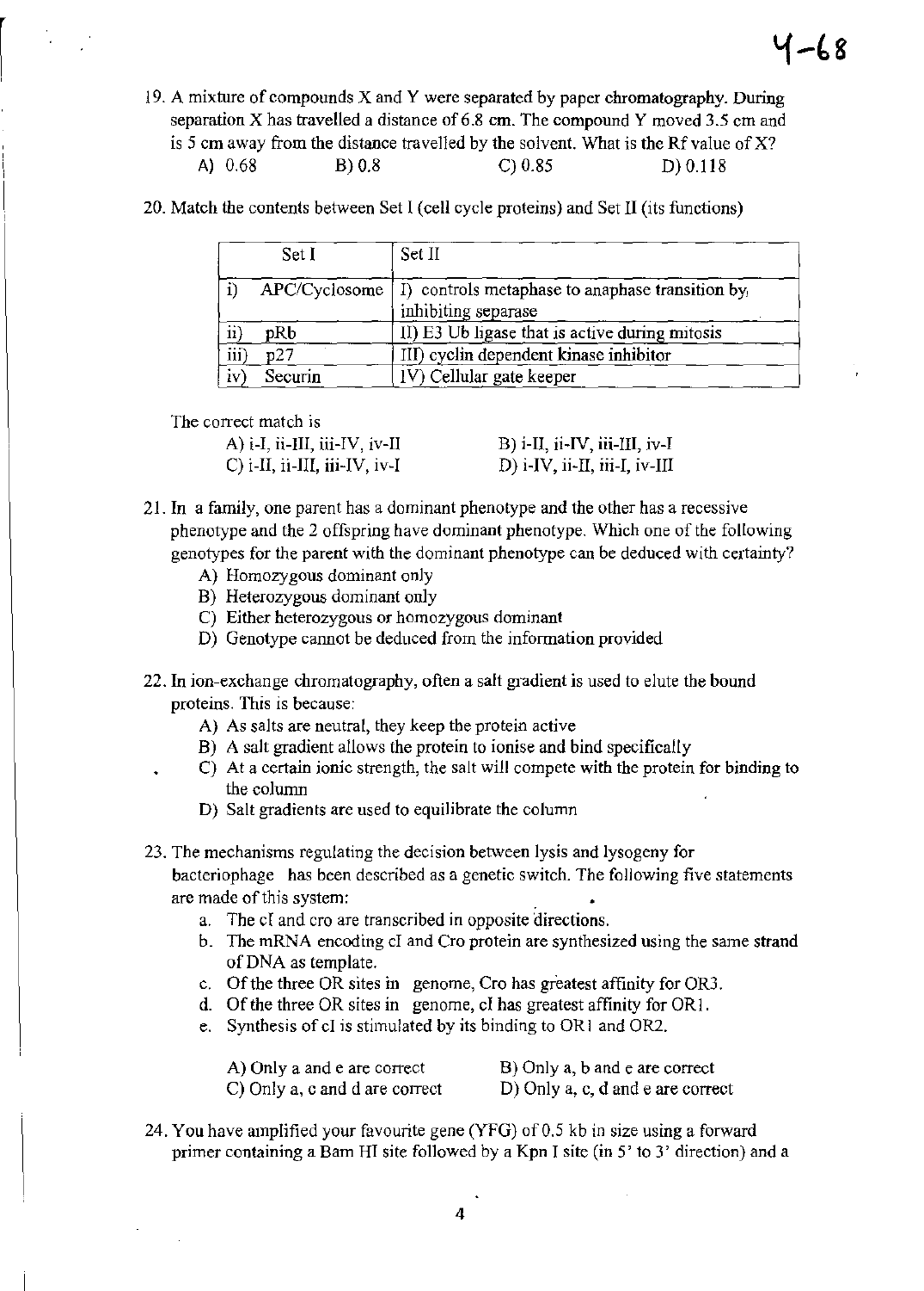19. A mixture of compounds X and Y were separated by paper chromatography. During separation X has travelled a distance of 6.8 cm. The compound Y moved 3.5 cm and is 5 cm away from the distance travelled by the solvent. What is the Rf value of X?

    A) 0.68 B) 0.8 C) 0.85 D) 0.118

20. Match the contents between Set I (cell cycle proteins) and Set II (its functions)

| Set I | Set II |
|---|---|
| i) APC/Cyclosome | I) controls metaphase to anaphase transition by inhibiting separase |
| ii) pRb | II) E3 Ub ligase that is active during mitosis |
| iii) p27 | III) cyclin dependent kinase inhibitor |
| iv) Securin | IV) Cellular gate keeper |

The correct match is

A) i-I, ii-III, iii-IV, iv-II
B) i-II, ii-IV, iii-III, iv-I
C) i-II, ii-III, iii-IV, iv-I
D) i-IV, ii-II, iii-I, iv-III

21. In a family, one parent has a dominant phenotype and the other has a recessive phenotype and the 2 offspring have dominant phenotype. Which one of the following genotypes for the parent with the dominant phenotype can be deduced with certainty?
    A) Homozygous dominant only
    B) Heterozygous dominant only
    C) Either heterozygous or homozygous dominant
    D) Genotype cannot be deduced from the information provided

22. In ion-exchange chromatography, often a salt gradient is used to elute the bound proteins. This is because:
    A) As salts are neutral, they keep the protein active
    B) A salt gradient allows the protein to ionise and bind specifically
    C) At a certain ionic strength, the salt will compete with the protein for binding to the column
    D) Salt gradients are used to equilibrate the column

23. The mechanisms regulating the decision between lysis and lysogeny for bacteriophage has been described as a genetic switch. The following five statements are made of this system:
    a. The cI and cro are transcribed in opposite directions.
    b. The mRNA encoding cI and Cro protein are synthesized using the same strand of DNA as template.
    c. Of the three OR sites in genome, Cro has greatest affinity for OR3.
    d. Of the three OR sites in genome, cI has greatest affinity for OR1.
    e. Synthesis of cI is stimulated by its binding to OR1 and OR2.

    A) Only a and e are correct
    B) Only a, b and e are correct
    C) Only a, c and d are correct
    D) Only a, c, d and e are correct

24. You have amplified your favourite gene (YFG) of 0.5 kb in size using a forward primer containing a Bam HI site followed by a Kpn I site (in 5' to 3' direction) and a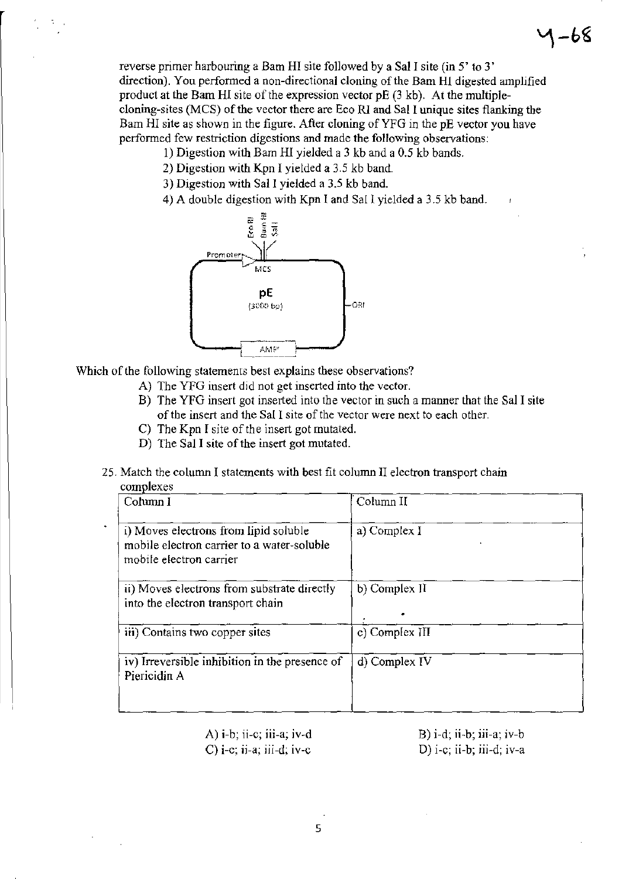reverse primer harbouring a Bam HI site followed by a Sal I site (in 5' to 3' direction). You performed a non-directional cloning of the Bam HI digested amplified product at the Bam HI site of the expression vector pE (3 kb). At the multiple-cloning-sites (MCS) of the vector there are Eco RI and Sal I unique sites flanking the Bam HI site as shown in the figure. After cloning of YFG in the pE vector you have performed few restriction digestions and made the following observations:

1) Digestion with Bam HI yielded a 3 kb and a 0.5 kb bands.
2) Digestion with Kpn I yielded a 3.5 kb band.
3) Digestion with Sal I yielded a 3.5 kb band.
4) A double digestion with Kpn I and Sal I yielded a 3.5 kb band.

Eco RI, Bam HI, Sal I — Promoter — MCS — pE (3000 bp) — ORI — AMP[r]

Which of the following statements best explains these observations?

A) The YFG insert did not get inserted into the vector.
B) The YFG insert got inserted into the vector in such a manner that the Sal I site of the insert and the Sal I site of the vector were next to each other.
C) The Kpn I site of the insert got mutated.
D) The Sal I site of the insert got mutated.

25. Match the column I statements with best fit column II electron transport chain complexes

| Column I | Column II |
|---|---|
| i) Moves electrons from lipid soluble mobile electron carrier to a water-soluble mobile electron carrier | a) Complex I |
| ii) Moves electrons from substrate directly into the electron transport chain | b) Complex II |
| iii) Contains two copper sites | c) Complex III |
| iv) Irreversible inhibition in the presence of Piericidin A | d) Complex IV |

A) i-b; ii-c; iii-a; iv-d
B) i-d; ii-b; iii-a; iv-b
C) i-c; ii-a; iii-d; iv-c
D) i-c; ii-b; iii-d; iv-a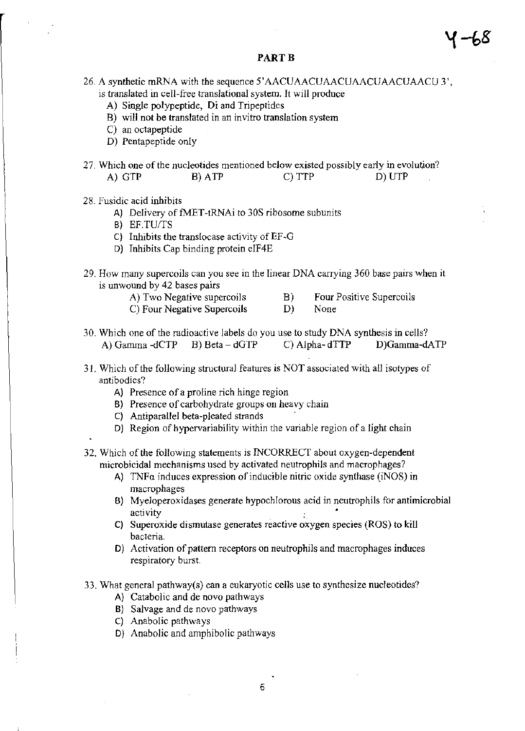## PART B

26. A synthetic mRNA with the sequence 5'AACUAACUAACUAACUAACUAACUAACU 3', is translated in cell-free translational system. It will produce
    A) Single polypeptide, Di and Tripeptides
    B) will not be translated in an invitro translation system
    C) an octapeptide
    D) Pentapeptide only

27. Which one of the nucleotides mentioned below existed possibly early in evolution?
    A) GTP    B) ATP    C) TTP    D) UTP

28. Fusidic acid inhibits
    A) Delivery of fMET-tRNAi to 30S ribosome subunits
    B) EF.TU/TS
    C) Inhibits the translocase activity of EF-G
    D) Inhibits Cap binding protein eIF4E

29. How many supercoils can you see in the linear DNA carrying 360 base pairs when it is unwound by 42 bases pairs
    A) Two Negative supercoils    B) Four Positive Supercoils
    C) Four Negative Supercoils    D) None

30. Which one of the radioactive labels do you use to study DNA synthesis in cells?
    A) Gamma -dCTP    B) Beta – dGTP    C) Alpha- dTTP    D) Gamma-dATP

31. Which of the following structural features is NOT associated with all isotypes of antibodies?
    A) Presence of a proline rich hinge region
    B) Presence of carbohydrate groups on heavy chain
    C) Antiparallel beta-pleated strands
    D) Region of hypervariability within the variable region of a light chain

32. Which of the following statements is INCORRECT about oxygen-dependent microbicidal mechanisms used by activated neutrophils and macrophages?
    A) TNFα induces expression of inducible nitric oxide synthase (iNOS) in macrophages
    B) Myeloperoxidases generate hypochlorous acid in neutrophils for antimicrobial activity
    C) Superoxide dismutase generates reactive oxygen species (ROS) to kill bacteria.
    D) Activation of pattern receptors on neutrophils and macrophages induces respiratory burst.

33. What general pathway(s) can a eukaryotic cells use to synthesize nucleotides?
    A) Catabolic and de novo pathways
    B) Salvage and de novo pathways
    C) Anabolic pathways
    D) Anabolic and amphibolic pathways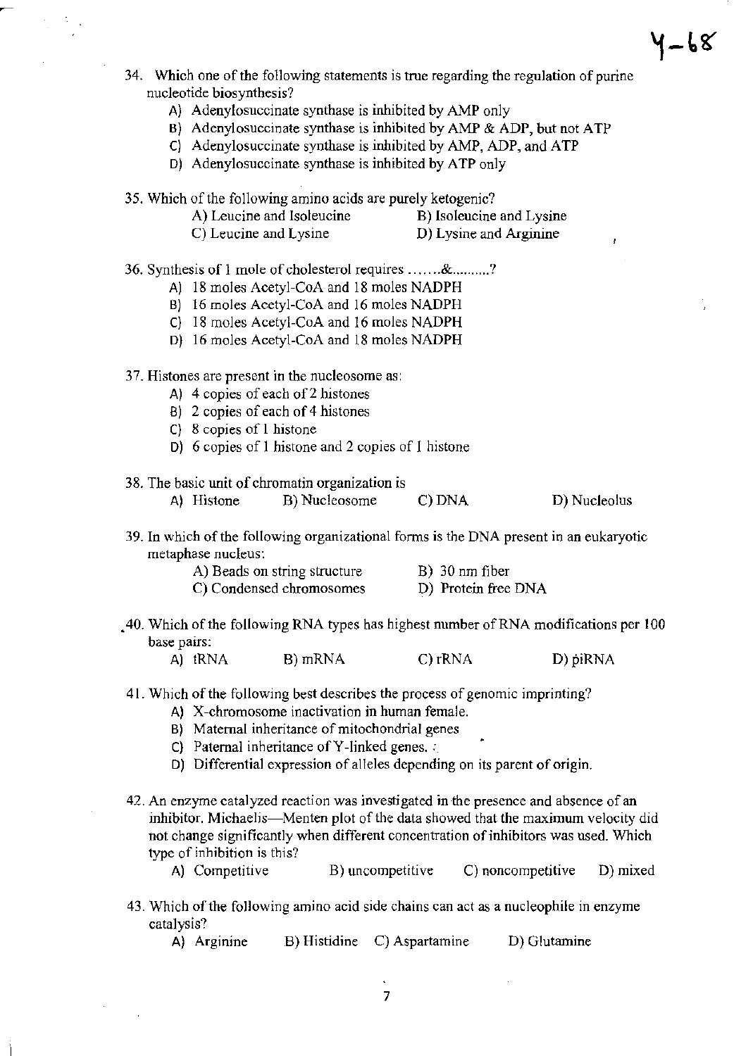34. Which one of the following statements is true regarding the regulation of purine nucleotide biosynthesis?
    - A) Adenylosuccinate synthase is inhibited by AMP only
    - B) Adenylosuccinate synthase is inhibited by AMP & ADP, but not ATP
    - C) Adenylosuccinate synthase is inhibited by AMP, ADP, and ATP
    - D) Adenylosuccinate synthase is inhibited by ATP only

35. Which of the following amino acids are purely ketogenic?
    - A) Leucine and Isoleucine
    - B) Isoleucine and Lysine
    - C) Leucine and Lysine
    - D) Lysine and Arginine

36. Synthesis of 1 mole of cholesterol requires .......&..........?
    - A) 18 moles Acetyl-CoA and 18 moles NADPH
    - B) 16 moles Acetyl-CoA and 16 moles NADPH
    - C) 18 moles Acetyl-CoA and 16 moles NADPH
    - D) 16 moles Acetyl-CoA and 18 moles NADPH

37. Histones are present in the nucleosome as:
    - A) 4 copies of each of 2 histones
    - B) 2 copies of each of 4 histones
    - C) 8 copies of 1 histone
    - D) 6 copies of 1 histone and 2 copies of 1 histone

38. The basic unit of chromatin organization is
    - A) Histone
    - B) Nucleosome
    - C) DNA
    - D) Nucleolus

39. In which of the following organizational forms is the DNA present in an eukaryotic metaphase nucleus:
    - A) Beads on string structure
    - B) 30 nm fiber
    - C) Condensed chromosomes
    - D) Protein free DNA

40. Which of the following RNA types has highest number of RNA modifications per 100 base pairs:
    - A) tRNA
    - B) mRNA
    - C) rRNA
    - D) piRNA

41. Which of the following best describes the process of genomic imprinting?
    - A) X-chromosome inactivation in human female.
    - B) Maternal inheritance of mitochondrial genes
    - C) Paternal inheritance of Y-linked genes.
    - D) Differential expression of alleles depending on its parent of origin.

42. An enzyme catalyzed reaction was investigated in the presence and absence of an inhibitor. Michaelis—Menten plot of the data showed that the maximum velocity did not change significantly when different concentration of inhibitors was used. Which type of inhibition is this?
    - A) Competitive
    - B) uncompetitive
    - C) noncompetitive
    - D) mixed

43. Which of the following amino acid side chains can act as a nucleophile in enzyme catalysis?
    - A) Arginine
    - B) Histidine
    - C) Aspartamine
    - D) Glutamine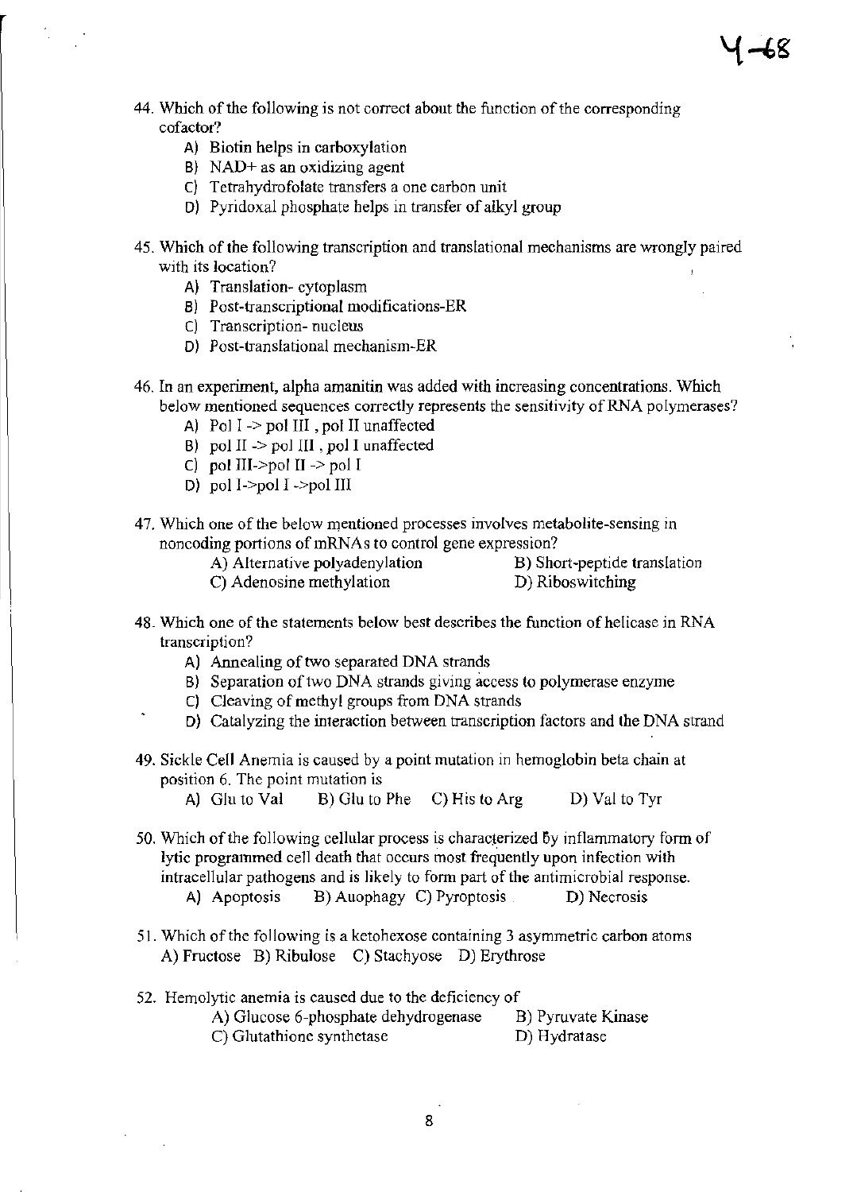44. Which of the following is not correct about the function of the corresponding cofactor?
    - A) Biotin helps in carboxylation
    - B) NAD+ as an oxidizing agent
    - C) Tetrahydrofolate transfers a one carbon unit
    - D) Pyridoxal phosphate helps in transfer of alkyl group

45. Which of the following transcription and translational mechanisms are wrongly paired with its location?
    - A) Translation- cytoplasm
    - B) Post-transcriptional modifications-ER
    - C) Transcription- nucleus
    - D) Post-translational mechanism-ER

46. In an experiment, alpha amanitin was added with increasing concentrations. Which below mentioned sequences correctly represents the sensitivity of RNA polymerases?
    - A) Pol I -> pol III , pol II unaffected
    - B) pol II -> pol III , pol I unaffected
    - C) pol III->pol II -> pol I
    - D) pol I->pol I ->pol III

47. Which one of the below mentioned processes involves metabolite-sensing in noncoding portions of mRNAs to control gene expression?
    - A) Alternative polyadenylation
    - B) Short-peptide translation
    - C) Adenosine methylation
    - D) Riboswitching

48. Which one of the statements below best describes the function of helicase in RNA transcription?
    - A) Annealing of two separated DNA strands
    - B) Separation of two DNA strands giving access to polymerase enzyme
    - C) Cleaving of methyl groups from DNA strands
    - D) Catalyzing the interaction between transcription factors and the DNA strand

49. Sickle Cell Anemia is caused by a point mutation in hemoglobin beta chain at position 6. The point mutation is
    - A) Glu to Val
    - B) Glu to Phe
    - C) His to Arg
    - D) Val to Tyr

50. Which of the following cellular process is characterized by inflammatory form of lytic programmed cell death that occurs most frequently upon infection with intracellular pathogens and is likely to form part of the antimicrobial response.
    - A) Apoptosis
    - B) Auophagy
    - C) Pyroptosis
    - D) Necrosis

51. Which of the following is a ketohexose containing 3 asymmetric carbon atoms
    - A) Fructose
    - B) Ribulose
    - C) Stachyose
    - D) Erythrose

52. Hemolytic anemia is caused due to the deficiency of
    - A) Glucose 6-phosphate dehydrogenase
    - B) Pyruvate Kinase
    - C) Glutathione synthetase
    - D) Hydratase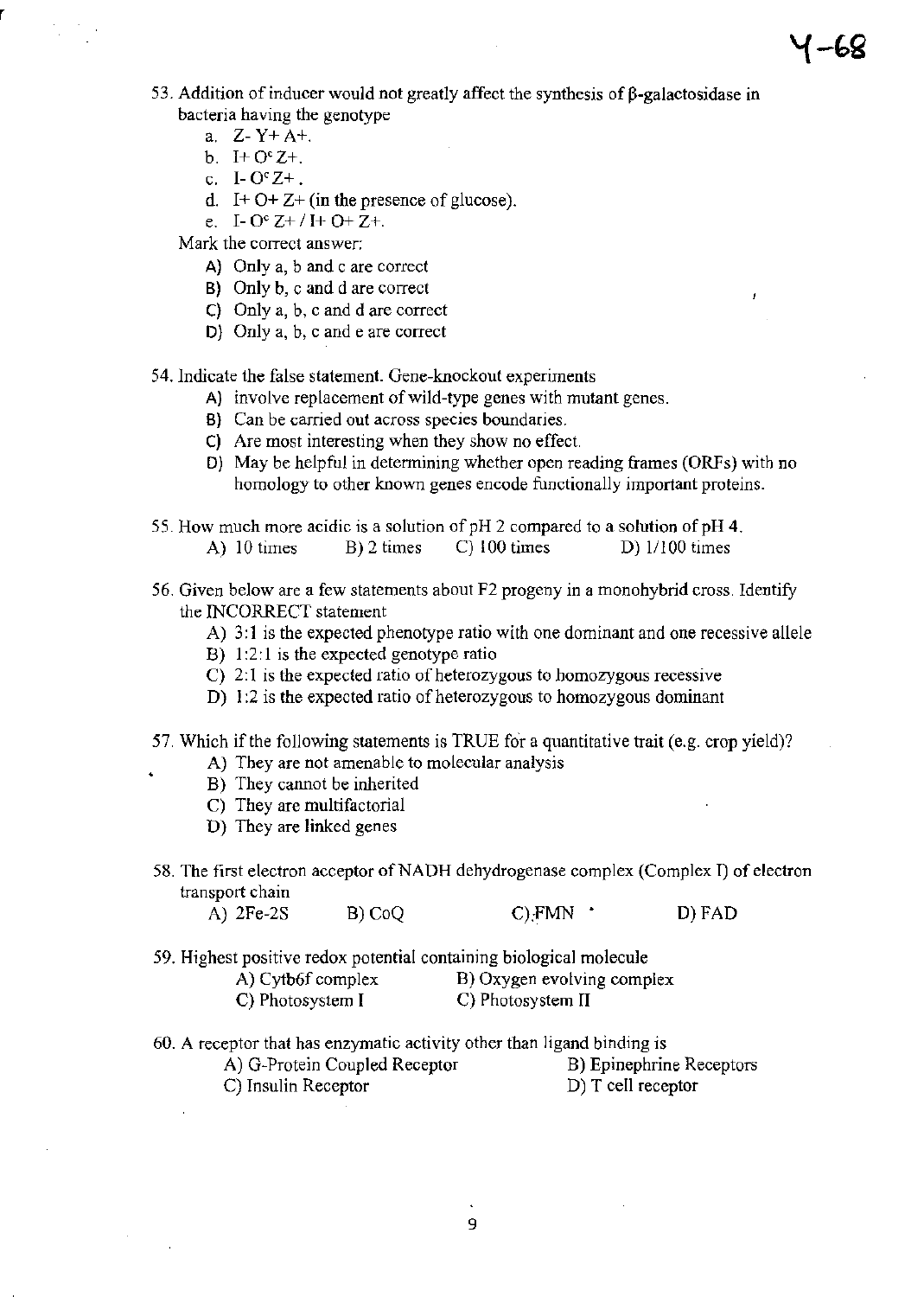53. Addition of inducer would not greatly affect the synthesis of β-galactosidase in bacteria having the genotype
    a. Z- Y+ A+.
    b. I+ $O^c$ Z+.
    c. I- $O^c$ Z+ .
    d. I+ O+ Z+ (in the presence of glucose).
    e. I- $O^c$ Z+ / I+ O+ Z+.

    Mark the correct answer:
    A) Only a, b and c are correct
    B) Only b, c and d are correct
    C) Only a, b, c and d are correct
    D) Only a, b, c and e are correct

54. Indicate the false statement. Gene-knockout experiments
    A) involve replacement of wild-type genes with mutant genes.
    B) Can be carried out across species boundaries.
    C) Are most interesting when they show no effect.
    D) May be helpful in determining whether open reading frames (ORFs) with no homology to other known genes encode functionally important proteins.

55. How much more acidic is a solution of pH 2 compared to a solution of pH 4.
    A) 10 times B) 2 times C) 100 times D) 1/100 times

56. Given below are a few statements about F2 progeny in a monohybrid cross. Identify the INCORRECT statement
    A) 3:1 is the expected phenotype ratio with one dominant and one recessive allele
    B) 1:2:1 is the expected genotype ratio
    C) 2:1 is the expected ratio of heterozygous to homozygous recessive
    D) 1:2 is the expected ratio of heterozygous to homozygous dominant

57. Which if the following statements is TRUE for a quantitative trait (e.g. crop yield)?
    A) They are not amenable to molecular analysis
    B) They cannot be inherited
    C) They are multifactorial
    D) They are linked genes

58. The first electron acceptor of NADH dehydrogenase complex (Complex I) of electron transport chain
    A) 2Fe-2S B) CoQ C) FMN D) FAD

59. Highest positive redox potential containing biological molecule
    A) Cytb6f complex B) Oxygen evolving complex
    C) Photosystem I C) Photosystem II

60. A receptor that has enzymatic activity other than ligand binding is
    A) G-Protein Coupled Receptor B) Epinephrine Receptors
    C) Insulin Receptor D) T cell receptor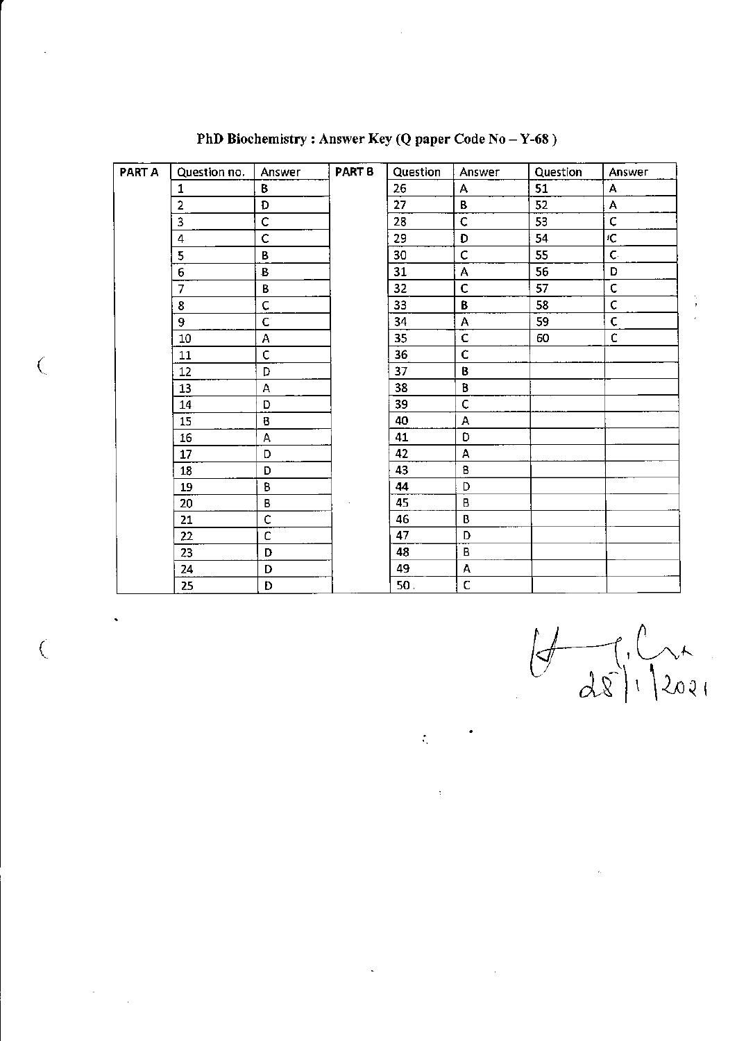# PhD Biochemistry : Answer Key (Q paper Code No – Y-68 )

| PART A | Question no. | Answer | PART B | Question | Answer | Question | Answer |
|---|---|---|---|---|---|---|---|
| | 1 | B | | 26 | A | 51 | A |
| | 2 | D | | 27 | B | 52 | A |
| | 3 | C | | 28 | C | 53 | C |
| | 4 | C | | 29 | D | 54 | C |
| | 5 | B | | 30 | C | 55 | C |
| | 6 | B | | 31 | A | 56 | D |
| | 7 | B | | 32 | C | 57 | C |
| | 8 | C | | 33 | B | 58 | C |
| | 9 | C | | 34 | A | 59 | C |
| | 10 | A | | 35 | C | 60 | C |
| | 11 | C | | 36 | C | | |
| | 12 | D | | 37 | B | | |
| | 13 | A | | 38 | B | | |
| | 14 | D | | 39 | C | | |
| | 15 | B | | 40 | A | | |
| | 16 | A | | 41 | D | | |
| | 17 | D | | 42 | A | | |
| | 18 | D | | 43 | B | | |
| | 19 | B | | 44 | D | | |
| | 20 | B | | 45 | B | | |
| | 21 | C | | 46 | B | | |
| | 22 | C | | 47 | D | | |
| | 23 | D | | 48 | B | | |
| | 24 | D | | 49 | A | | |
| | 25 | D | | 50 | C | | |

28/1/2021